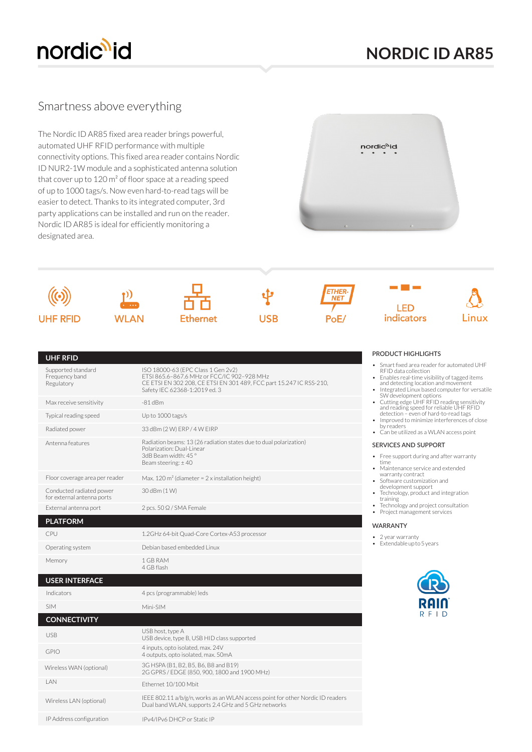# NORDIC ID AR85

## Smartness above everything

The Nordic ID AR85 fixed area reader brings powerful, automated UHF RFID performance with multiple connectivity options. This fixed area reader contains Nordic ID NUR2-1W module and a sophisticated antenna solution that cover up to 120 m² of floor space at a reading speed of up to 1000 tags/s. Now even hard-to-read tags will be easier to detect. Thanks to its integrated computer, 3rd party applications can be installed and run on the reader. Nordic ID AR85 is ideal for efficiently monitoring a designated area.

UHF RFID | WLAN | Ethernet | USB | PoE/ETHERNET | LED indicators | Linux

| UHF RFID | |
|---|---|
| Supported standard<br>Frequency band<br>Regulatory | ISO 18000-63 (EPC Class 1 Gen 2v2)<br>ETSI 865.6–867.6 MHz or FCC/IC 902–928 MHz<br>CE ETSI EN 302 208, CE ETSI EN 301 489, FCC part 15.247 IC RSS-210,<br>Safety IEC 62368-1:2019 ed. 3 |
| Max receive sensitivity | -81 dBm |
| Typical reading speed | Up to 1000 tags/s |
| Radiated power | 33 dBm (2 W) ERP / 4 W EIRP |
| Antenna features | Radiation beams: 13 (26 radiation states due to dual polarization)<br>Polarization: Dual-Linear<br>3dB Beam width: 45 °<br>Beam steering: ± 40 |
| Floor coverage area per reader | Max. 120 m² (diameter = 2 x installation height) |
| Conducted radiated power for external antenna ports | 30 dBm (1 W) |
| External antenna port | 2 pcs. 50 Ω / SMA Female |
| **PLATFORM** | |
| CPU | 1.2GHz 64-bit Quad-Core Cortex-A53 processor |
| Operating system | Debian based embedded Linux |
| Memory | 1 GB RAM<br>4 GB flash |
| **USER INTERFACE** | |
| Indicators | 4 pcs (programmable) leds |
| SIM | Mini-SIM |
| **CONNECTIVITY** | |
| USB | USB host, type A<br>USB device, type B, USB HID class supported |
| GPIO | 4 inputs, opto isolated, max. 24V<br>4 outputs, opto isolated, max. 50mA |
| Wireless WAN (optional) | 3G HSPA (B1, B2, B5, B6, B8 and B19)<br>2G GPRS / EDGE (850, 900, 1800 and 1900 MHz) |
| LAN | Ethernet 10/100 Mbit |
| Wireless LAN (optional) | IEEE 802.11 a/b/g/n, works as an WLAN access point for other Nordic ID readers<br>Dual band WLAN, supports 2.4 GHz and 5 GHz networks |
| IP Address configuration | IPv4/IPv6 DHCP or Static IP |

### PRODUCT HIGHLIGHTS

- Smart fixed area reader for automated UHF RFID data collection
- Enables real-time visibility of tagged items and detecting location and movement
- Integrated Linux based computer for versatile SW development options
- Cutting edge UHF RFID reading sensitivity and reading speed for reliable UHF RFID detection – even of hard-to-read tags
- Improved to minimize interferences of close by readers
- Can be utilized as a WLAN access point

### SERVICES AND SUPPORT

- Free support during and after warranty time
- Maintenance service and extended warranty contract
- Software customization and development support
- Technology, product and integration training
- Technology and project consultation
- Project management services

### WARRANTY

- 2 year warranty
- Extendable up to 5 years

RAIN RFID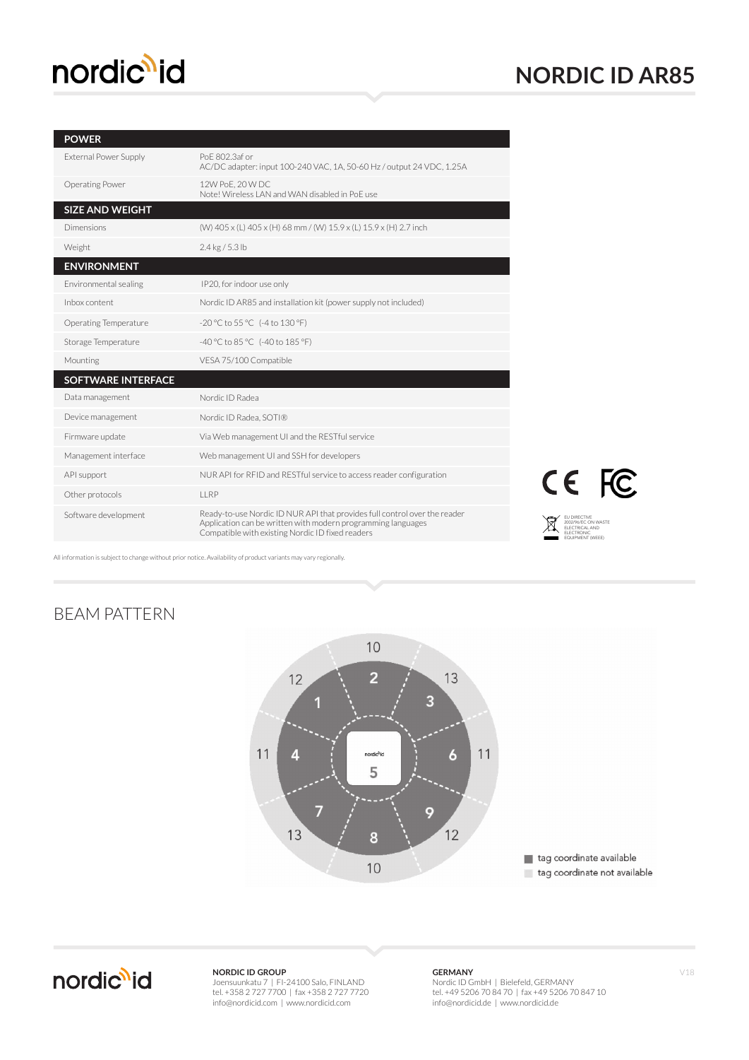# NORDIC ID AR85

| | |
|---|---|
| **POWER** | |
| External Power Supply | PoE 802.3af or<br>AC/DC adapter: input 100-240 VAC, 1A, 50-60 Hz / output 24 VDC, 1.25A |
| Operating Power | 12W PoE, 20 W DC<br>Note! Wireless LAN and WAN disabled in PoE use |
| **SIZE AND WEIGHT** | |
| Dimensions | (W) 405 x (L) 405 x (H) 68 mm / (W) 15.9 x (L) 15.9 x (H) 2.7 inch |
| Weight | 2.4 kg / 5.3 lb |
| **ENVIRONMENT** | |
| Environmental sealing | IP20, for indoor use only |
| Inbox content | Nordic ID AR85 and installation kit (power supply not included) |
| Operating Temperature | -20 °C to 55 °C (-4 to 130 °F) |
| Storage Temperature | -40 °C to 85 °C (-40 to 185 °F) |
| Mounting | VESA 75/100 Compatible |
| **SOFTWARE INTERFACE** | |
| Data management | Nordic ID Radea |
| Device management | Nordic ID Radea, SOTI® |
| Firmware update | Via Web management UI and the RESTful service |
| Management interface | Web management UI and SSH for developers |
| API support | NUR API for RFID and RESTful service to access reader configuration |
| Other protocols | LLRP |
| Software development | Ready-to-use Nordic ID NUR API that provides full control over the reader<br>Application can be written with modern programming languages<br>Compatible with existing Nordic ID fixed readers |

EU DIRECTIVE 2002/96/EC ON WASTE ELECTRICAL AND ELECTRONIC EQUIPMENT (WEEE)

All information is subject to change without prior notice. Availability of product variants may vary regionally.

## BEAM PATTERN

10
12
2
13
1
3
11
4
nordic id
5
6
11
7
9
13
8
12
10

tag coordinate available
tag coordinate not available

**NORDIC ID GROUP**
Joensuunkatu 7 | FI-24100 Salo, FINLAND
tel. +358 2 727 7700 | fax +358 2 727 7720
info@nordicid.com | www.nordicid.com

**GERMANY**
Nordic ID GmbH | Bielefeld, GERMANY
tel. +49 5206 70 84 70 | fax +49 5206 70 847 10
info@nordicid.de | www.nordicid.de

V18